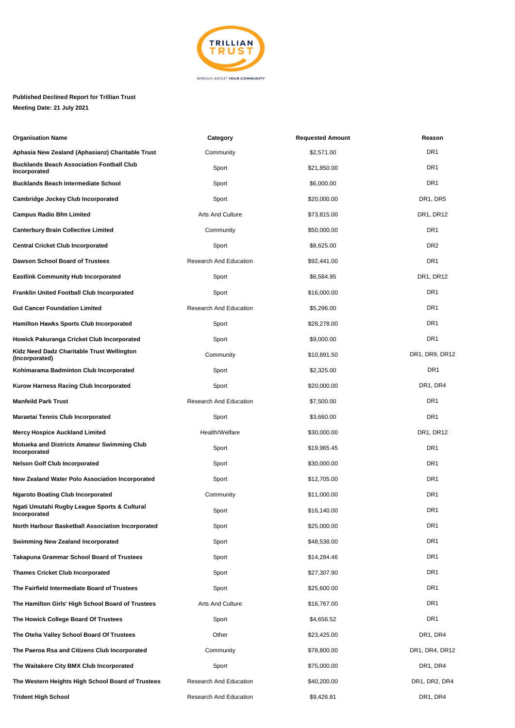**Published Declined Report for Trillian Trust**

**Meeting Date: 21 July 2021**

| Organisation Name | Category | Requested Amount | Reason |
|---|---|---|---|
| **Aphasia New Zealand (Aphasianz) Charitable Trust** | Community | $2,571.00 | DR1 |
| **Bucklands Beach Association Football Club Incorporated** | Sport | $21,850.00 | DR1 |
| **Bucklands Beach Intermediate School** | Sport | $6,000.00 | DR1 |
| **Cambridge Jockey Club Incorporated** | Sport | $20,000.00 | DR1, DR5 |
| **Campus Radio Bfm Limited** | Arts And Culture | $73,815.00 | DR1, DR12 |
| **Canterbury Brain Collective Limited** | Community | $50,000.00 | DR1 |
| **Central Cricket Club Incorporated** | Sport | $8,625.00 | DR2 |
| **Dawson School Board of Trustees** | Research And Education | $92,441.00 | DR1 |
| **Eastlink Community Hub Incorporated** | Sport | $6,584.95 | DR1, DR12 |
| **Franklin United Football Club Incorporated** | Sport | $16,000.00 | DR1 |
| **Gut Cancer Foundation Limited** | Research And Education | $5,296.00 | DR1 |
| **Hamilton Hawks Sports Club Incorporated** | Sport | $28,278.00 | DR1 |
| **Howick Pakuranga Cricket Club Incorporated** | Sport | $9,000.00 | DR1 |
| **Kidz Need Dadz Charitable Trust Wellington (Incorporated)** | Community | $10,891.50 | DR1, DR9, DR12 |
| **Kohimarama Badminton Club Incorporated** | Sport | $2,325.00 | DR1 |
| **Kurow Harness Racing Club Incorporated** | Sport | $20,000.00 | DR1, DR4 |
| **Manfeild Park Trust** | Research And Education | $7,500.00 | DR1 |
| **Maraetai Tennis Club Incorporated** | Sport | $3,660.00 | DR1 |
| **Mercy Hospice Auckland Limited** | Health/Welfare | $30,000.00 | DR1, DR12 |
| **Motueka and Districts Amateur Swimming Club Incorporated** | Sport | $19,965.45 | DR1 |
| **Nelson Golf Club Incorporated** | Sport | $30,000.00 | DR1 |
| **New Zealand Water Polo Association Incorporated** | Sport | $12,705.00 | DR1 |
| **Ngaroto Boating Club Incorporated** | Community | $11,000.00 | DR1 |
| **Ngati Umutahi Rugby League Sports & Cultural Incorporated** | Sport | $16,140.00 | DR1 |
| **North Harbour Basketball Association Incorporated** | Sport | $25,000.00 | DR1 |
| **Swimming New Zealand Incorporated** | Sport | $48,538.00 | DR1 |
| **Takapuna Grammar School Board of Trustees** | Sport | $14,284.46 | DR1 |
| **Thames Cricket Club Incorporated** | Sport | $27,307.90 | DR1 |
| **The Fairfield Intermediate Board of Trustees** | Sport | $25,600.00 | DR1 |
| **The Hamilton Girls' High School Board of Trustees** | Arts And Culture | $16,767.00 | DR1 |
| **The Howick College Board Of Trustees** | Sport | $4,656.52 | DR1 |
| **The Oteha Valley School Board Of Trustees** | Other | $23,425.00 | DR1, DR4 |
| **The Paeroa Rsa and Citizens Club Incorporated** | Community | $78,800.00 | DR1, DR4, DR12 |
| **The Waitakere City BMX Club Incorporated** | Sport | $75,000.00 | DR1, DR4 |
| **The Western Heights High School Board of Trustees** | Research And Education | $40,200.00 | DR1, DR2, DR4 |
| **Trident High School** | Research And Education | $9,426.81 | DR1, DR4 |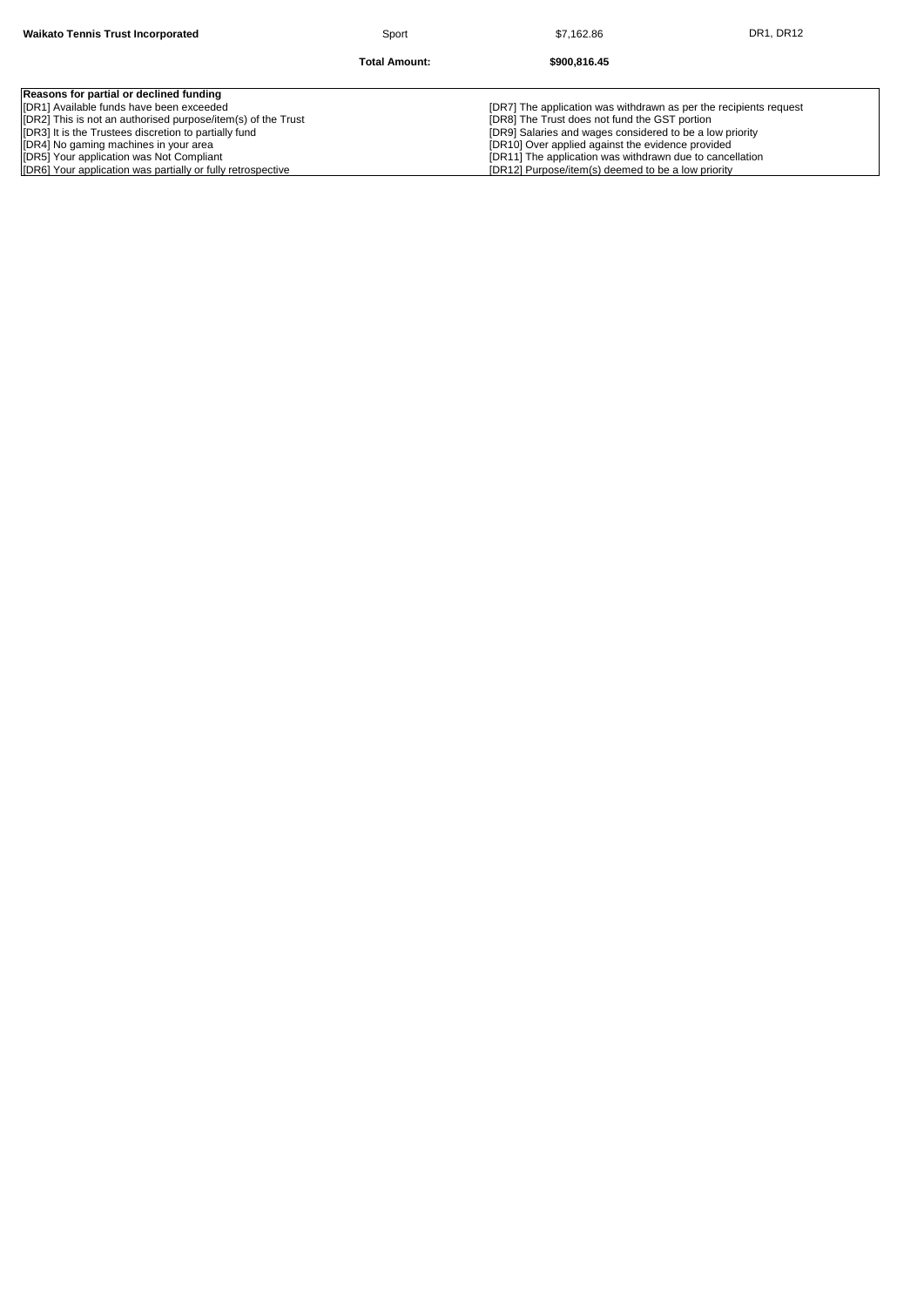| | | | |
|---|---|---|---|
| **Waikato Tennis Trust Incorporated** | Sport | $7,162.86 | DR1, DR12 |
| | **Total Amount:** | **$900,816.45** | |

| **Reasons for partial or declined funding** | |
|---|---|
| [DR1] Available funds have been exceeded | [DR7] The application was withdrawn as per the recipients request |
| [DR2] This is not an authorised purpose/item(s) of the Trust | [DR8] The Trust does not fund the GST portion |
| [DR3] It is the Trustees discretion to partially fund | [DR9] Salaries and wages considered to be a low priority |
| [DR4] No gaming machines in your area | [DR10] Over applied against the evidence provided |
| [DR5] Your application was Not Compliant | [DR11] The application was withdrawn due to cancellation |
| [DR6] Your application was partially or fully retrospective | [DR12] Purpose/item(s) deemed to be a low priority |